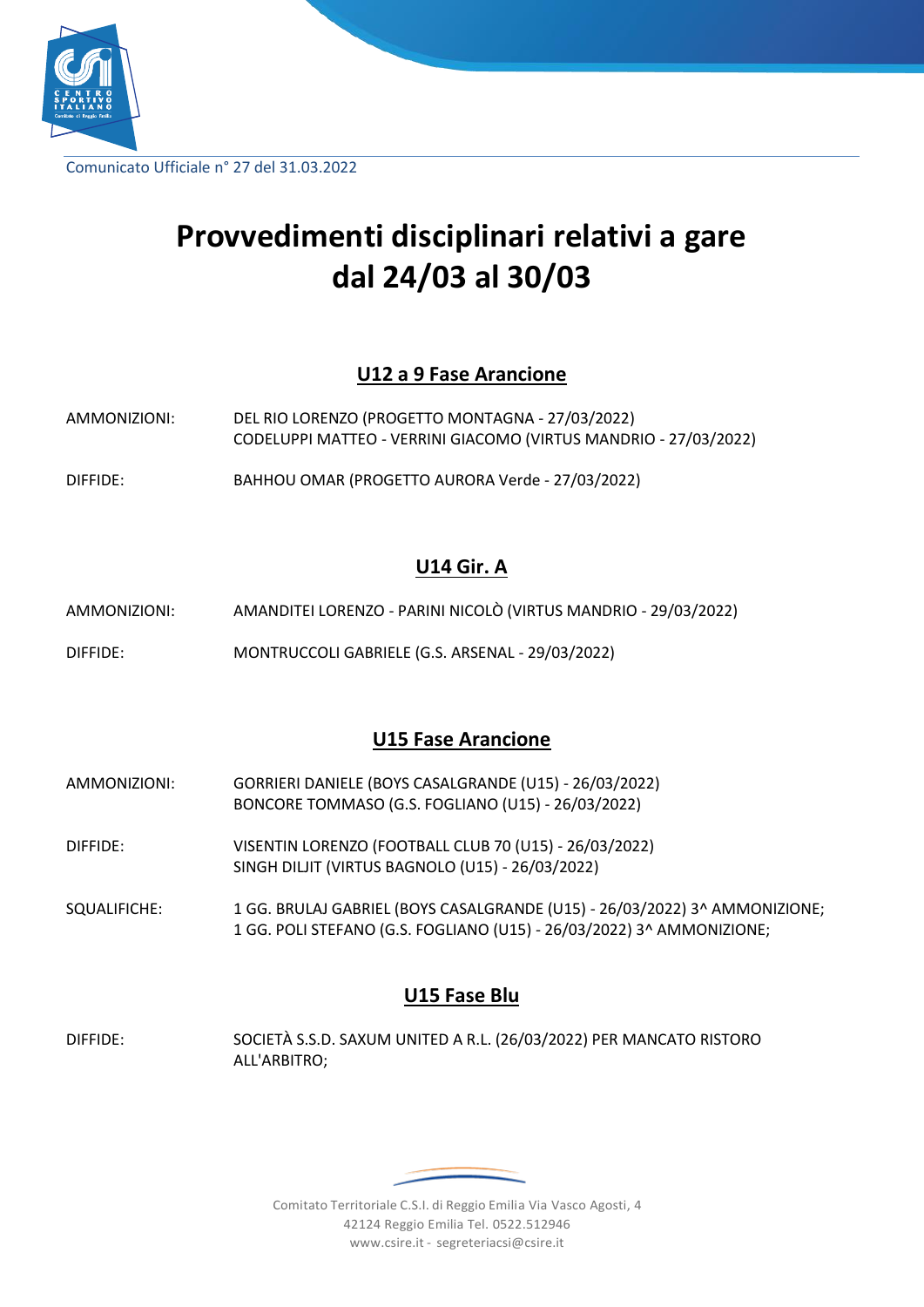Comunicato Ufficiale n° 27 del 31.03.2022

# Provvedimenti disciplinari relativi a gare dal 24/03 al 30/03

## U12 a 9 Fase Arancione

AMMONIZIONI: DEL RIO LORENZO (PROGETTO MONTAGNA - 27/03/2022)
CODELUPPI MATTEO - VERRINI GIACOMO (VIRTUS MANDRIO - 27/03/2022)

DIFFIDE: BAHHOU OMAR (PROGETTO AURORA Verde - 27/03/2022)

## U14 Gir. A

AMMONIZIONI: AMANDITEI LORENZO - PARINI NICOLÒ (VIRTUS MANDRIO - 29/03/2022)

DIFFIDE: MONTRUCCOLI GABRIELE (G.S. ARSENAL - 29/03/2022)

## U15 Fase Arancione

AMMONIZIONI: GORRIERI DANIELE (BOYS CASALGRANDE (U15) - 26/03/2022)
BONCORE TOMMASO (G.S. FOGLIANO (U15) - 26/03/2022)

DIFFIDE: VISENTIN LORENZO (FOOTBALL CLUB 70 (U15) - 26/03/2022)
SINGH DILJIT (VIRTUS BAGNOLO (U15) - 26/03/2022)

SQUALIFICHE: 1 GG. BRULAJ GABRIEL (BOYS CASALGRANDE (U15) - 26/03/2022) 3^ AMMONIZIONE;
1 GG. POLI STEFANO (G.S. FOGLIANO (U15) - 26/03/2022) 3^ AMMONIZIONE;

## U15 Fase Blu

DIFFIDE: SOCIETÀ S.S.D. SAXUM UNITED A R.L. (26/03/2022) PER MANCATO RISTORO ALL'ARBITRO;

Comitato Territoriale C.S.I. di Reggio Emilia Via Vasco Agosti, 4
42124 Reggio Emilia Tel. 0522.512946
www.csire.it - segreteriacsi@csire.it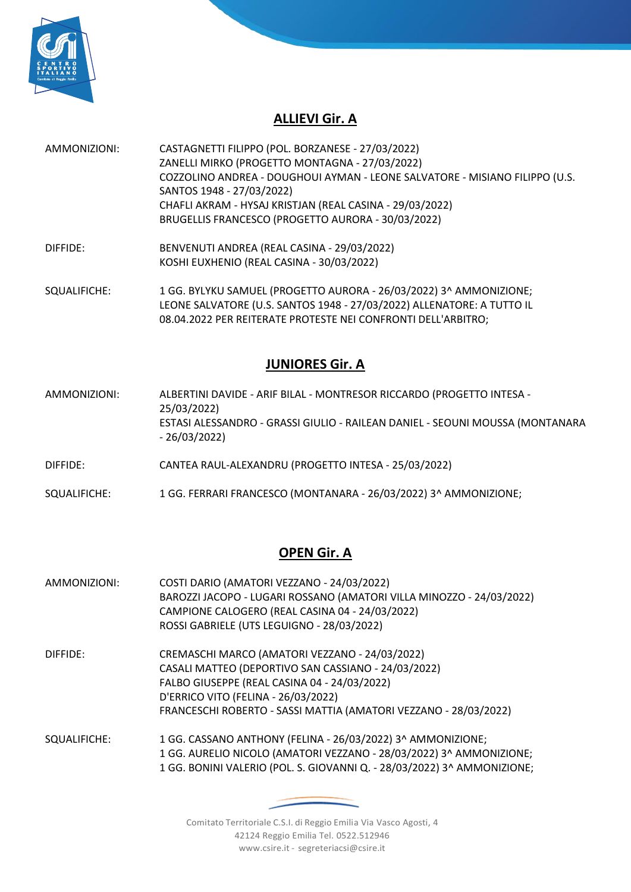## ALLIEVI Gir. A

AMMONIZIONI:

CASTAGNETTI FILIPPO (POL. BORZANESE - 27/03/2022)
ZANELLI MIRKO (PROGETTO MONTAGNA - 27/03/2022)
COZZOLINO ANDREA - DOUGHOUI AYMAN - LEONE SALVATORE - MISIANO FILIPPO (U.S. SANTOS 1948 - 27/03/2022)
CHAFLI AKRAM - HYSAJ KRISTJAN (REAL CASINA - 29/03/2022)
BRUGELLIS FRANCESCO (PROGETTO AURORA - 30/03/2022)

DIFFIDE:

BENVENUTI ANDREA (REAL CASINA - 29/03/2022)
KOSHI EUXHENIO (REAL CASINA - 30/03/2022)

SQUALIFICHE:

1 GG. BYLYKU SAMUEL (PROGETTO AURORA - 26/03/2022) 3^ AMMONIZIONE;
LEONE SALVATORE (U.S. SANTOS 1948 - 27/03/2022) ALLENATORE: A TUTTO IL 08.04.2022 PER REITERATE PROTESTE NEI CONFRONTI DELL'ARBITRO;

## JUNIORES Gir. A

AMMONIZIONI:

ALBERTINI DAVIDE - ARIF BILAL - MONTRESOR RICCARDO (PROGETTO INTESA - 25/03/2022)
ESTASI ALESSANDRO - GRASSI GIULIO - RAILEAN DANIEL - SEOUNI MOUSSA (MONTANARA - 26/03/2022)

DIFFIDE:

CANTEA RAUL-ALEXANDRU (PROGETTO INTESA - 25/03/2022)

SQUALIFICHE:

1 GG. FERRARI FRANCESCO (MONTANARA - 26/03/2022) 3^ AMMONIZIONE;

## OPEN Gir. A

AMMONIZIONI:

COSTI DARIO (AMATORI VEZZANO - 24/03/2022)
BAROZZI JACOPO - LUGARI ROSSANO (AMATORI VILLA MINOZZO - 24/03/2022)
CAMPIONE CALOGERO (REAL CASINA 04 - 24/03/2022)
ROSSI GABRIELE (UTS LEGUIGNO - 28/03/2022)

DIFFIDE:

CREMASCHI MARCO (AMATORI VEZZANO - 24/03/2022)
CASALI MATTEO (DEPORTIVO SAN CASSIANO - 24/03/2022)
FALBO GIUSEPPE (REAL CASINA 04 - 24/03/2022)
D'ERRICO VITO (FELINA - 26/03/2022)
FRANCESCHI ROBERTO - SASSI MATTIA (AMATORI VEZZANO - 28/03/2022)

SQUALIFICHE:

1 GG. CASSANO ANTHONY (FELINA - 26/03/2022) 3^ AMMONIZIONE;
1 GG. AURELIO NICOLO (AMATORI VEZZANO - 28/03/2022) 3^ AMMONIZIONE;
1 GG. BONINI VALERIO (POL. S. GIOVANNI Q. - 28/03/2022) 3^ AMMONIZIONE;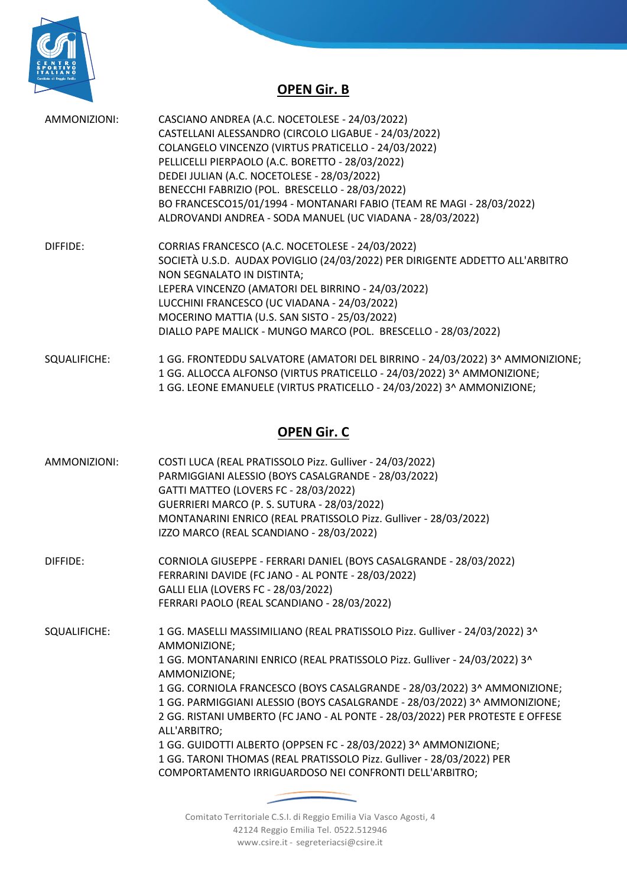## OPEN Gir. B

AMMONIZIONI:

CASCIANO ANDREA (A.C. NOCETOLESE - 24/03/2022)
CASTELLANI ALESSANDRO (CIRCOLO LIGABUE - 24/03/2022)
COLANGELO VINCENZO (VIRTUS PRATICELLO - 24/03/2022)
PELLICELLI PIERPAOLO (A.C. BORETTO - 28/03/2022)
DEDEI JULIAN (A.C. NOCETOLESE - 28/03/2022)
BENECCHI FABRIZIO (POL. BRESCELLO - 28/03/2022)
BO FRANCESCO15/01/1994 - MONTANARI FABIO (TEAM RE MAGI - 28/03/2022)
ALDROVANDI ANDREA - SODA MANUEL (UC VIADANA - 28/03/2022)

DIFFIDE:

CORRIAS FRANCESCO (A.C. NOCETOLESE - 24/03/2022)
SOCIETÀ U.S.D. AUDAX POVIGLIO (24/03/2022) PER DIRIGENTE ADDETTO ALL'ARBITRO NON SEGNALATO IN DISTINTA;
LEPERA VINCENZO (AMATORI DEL BIRRINO - 24/03/2022)
LUCCHINI FRANCESCO (UC VIADANA - 24/03/2022)
MOCERINO MATTIA (U.S. SAN SISTO - 25/03/2022)
DIALLO PAPE MALICK - MUNGO MARCO (POL. BRESCELLO - 28/03/2022)

SQUALIFICHE:

1 GG. FRONTEDDU SALVATORE (AMATORI DEL BIRRINO - 24/03/2022) 3^ AMMONIZIONE;
1 GG. ALLOCCA ALFONSO (VIRTUS PRATICELLO - 24/03/2022) 3^ AMMONIZIONE;
1 GG. LEONE EMANUELE (VIRTUS PRATICELLO - 24/03/2022) 3^ AMMONIZIONE;

## OPEN Gir. C

AMMONIZIONI:

COSTI LUCA (REAL PRATISSOLO Pizz. Gulliver - 24/03/2022)
PARMIGGIANI ALESSIO (BOYS CASALGRANDE - 28/03/2022)
GATTI MATTEO (LOVERS FC - 28/03/2022)
GUERRIERI MARCO (P. S. SUTURA - 28/03/2022)
MONTANARINI ENRICO (REAL PRATISSOLO Pizz. Gulliver - 28/03/2022)
IZZO MARCO (REAL SCANDIANO - 28/03/2022)

DIFFIDE:

CORNIOLA GIUSEPPE - FERRARI DANIEL (BOYS CASALGRANDE - 28/03/2022)
FERRARINI DAVIDE (FC JANO - AL PONTE - 28/03/2022)
GALLI ELIA (LOVERS FC - 28/03/2022)
FERRARI PAOLO (REAL SCANDIANO - 28/03/2022)

SQUALIFICHE:

1 GG. MASELLI MASSIMILIANO (REAL PRATISSOLO Pizz. Gulliver - 24/03/2022) 3^ AMMONIZIONE;
1 GG. MONTANARINI ENRICO (REAL PRATISSOLO Pizz. Gulliver - 24/03/2022) 3^ AMMONIZIONE;
1 GG. CORNIOLA FRANCESCO (BOYS CASALGRANDE - 28/03/2022) 3^ AMMONIZIONE;
1 GG. PARMIGGIANI ALESSIO (BOYS CASALGRANDE - 28/03/2022) 3^ AMMONIZIONE;
2 GG. RISTANI UMBERTO (FC JANO - AL PONTE - 28/03/2022) PER PROTESTE E OFFESE ALL'ARBITRO;
1 GG. GUIDOTTI ALBERTO (OPPSEN FC - 28/03/2022) 3^ AMMONIZIONE;
1 GG. TARONI THOMAS (REAL PRATISSOLO Pizz. Gulliver - 28/03/2022) PER COMPORTAMENTO IRRIGUARDOSO NEI CONFRONTI DELL'ARBITRO;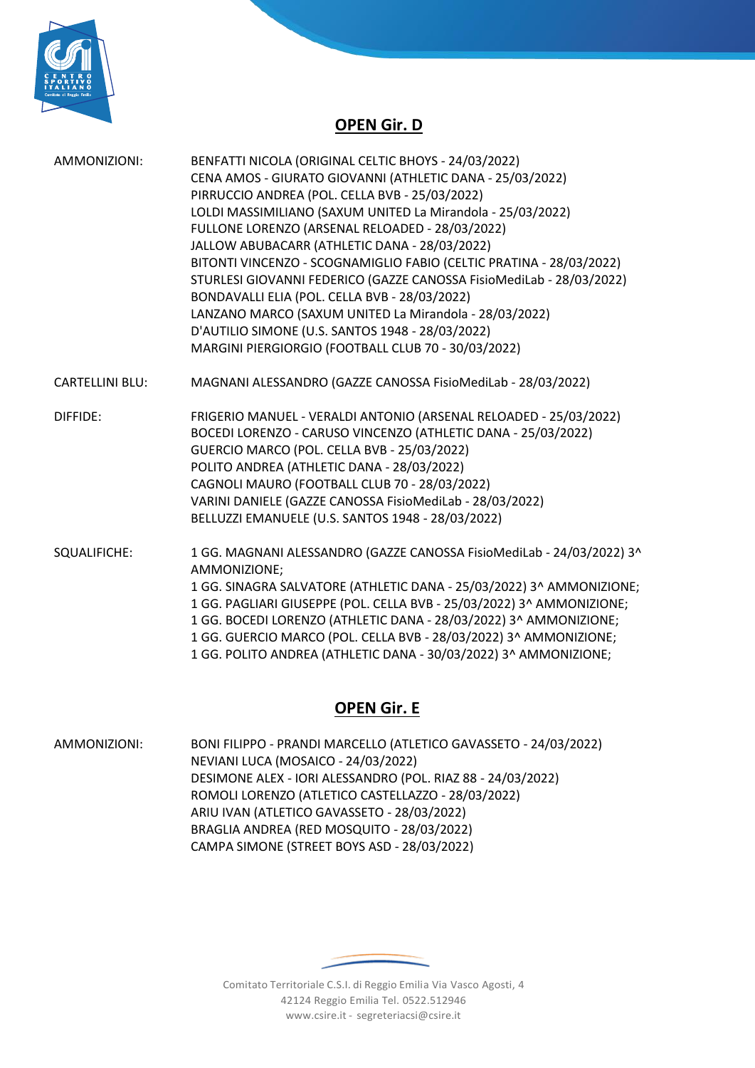## OPEN Gir. D

AMMONIZIONI:

BENFATTI NICOLA (ORIGINAL CELTIC BHOYS - 24/03/2022)
CENA AMOS - GIURATO GIOVANNI (ATHLETIC DANA - 25/03/2022)
PIRRUCCIO ANDREA (POL. CELLA BVB - 25/03/2022)
LOLDI MASSIMILIANO (SAXUM UNITED La Mirandola - 25/03/2022)
FULLONE LORENZO (ARSENAL RELOADED - 28/03/2022)
JALLOW ABUBACARR (ATHLETIC DANA - 28/03/2022)
BITONTI VINCENZO - SCOGNAMIGLIO FABIO (CELTIC PRATINA - 28/03/2022)
STURLESI GIOVANNI FEDERICO (GAZZE CANOSSA FisioMediLab - 28/03/2022)
BONDAVALLI ELIA (POL. CELLA BVB - 28/03/2022)
LANZANO MARCO (SAXUM UNITED La Mirandola - 28/03/2022)
D'AUTILIO SIMONE (U.S. SANTOS 1948 - 28/03/2022)
MARGINI PIERGIORGIO (FOOTBALL CLUB 70 - 30/03/2022)

CARTELLINI BLU:

MAGNANI ALESSANDRO (GAZZE CANOSSA FisioMediLab - 28/03/2022)

DIFFIDE:

FRIGERIO MANUEL - VERALDI ANTONIO (ARSENAL RELOADED - 25/03/2022)
BOCEDI LORENZO - CARUSO VINCENZO (ATHLETIC DANA - 25/03/2022)
GUERCIO MARCO (POL. CELLA BVB - 25/03/2022)
POLITO ANDREA (ATHLETIC DANA - 28/03/2022)
CAGNOLI MAURO (FOOTBALL CLUB 70 - 28/03/2022)
VARINI DANIELE (GAZZE CANOSSA FisioMediLab - 28/03/2022)
BELLUZZI EMANUELE (U.S. SANTOS 1948 - 28/03/2022)

SQUALIFICHE:

1 GG. MAGNANI ALESSANDRO (GAZZE CANOSSA FisioMediLab - 24/03/2022) 3^ AMMONIZIONE;
1 GG. SINAGRA SALVATORE (ATHLETIC DANA - 25/03/2022) 3^ AMMONIZIONE;
1 GG. PAGLIARI GIUSEPPE (POL. CELLA BVB - 25/03/2022) 3^ AMMONIZIONE;
1 GG. BOCEDI LORENZO (ATHLETIC DANA - 28/03/2022) 3^ AMMONIZIONE;
1 GG. GUERCIO MARCO (POL. CELLA BVB - 28/03/2022) 3^ AMMONIZIONE;
1 GG. POLITO ANDREA (ATHLETIC DANA - 30/03/2022) 3^ AMMONIZIONE;

## OPEN Gir. E

AMMONIZIONI:

BONI FILIPPO - PRANDI MARCELLO (ATLETICO GAVASSETO - 24/03/2022)
NEVIANI LUCA (MOSAICO - 24/03/2022)
DESIMONE ALEX - IORI ALESSANDRO (POL. RIAZ 88 - 24/03/2022)
ROMOLI LORENZO (ATLETICO CASTELLAZZO - 28/03/2022)
ARIU IVAN (ATLETICO GAVASSETO - 28/03/2022)
BRAGLIA ANDREA (RED MOSQUITO - 28/03/2022)
CAMPA SIMONE (STREET BOYS ASD - 28/03/2022)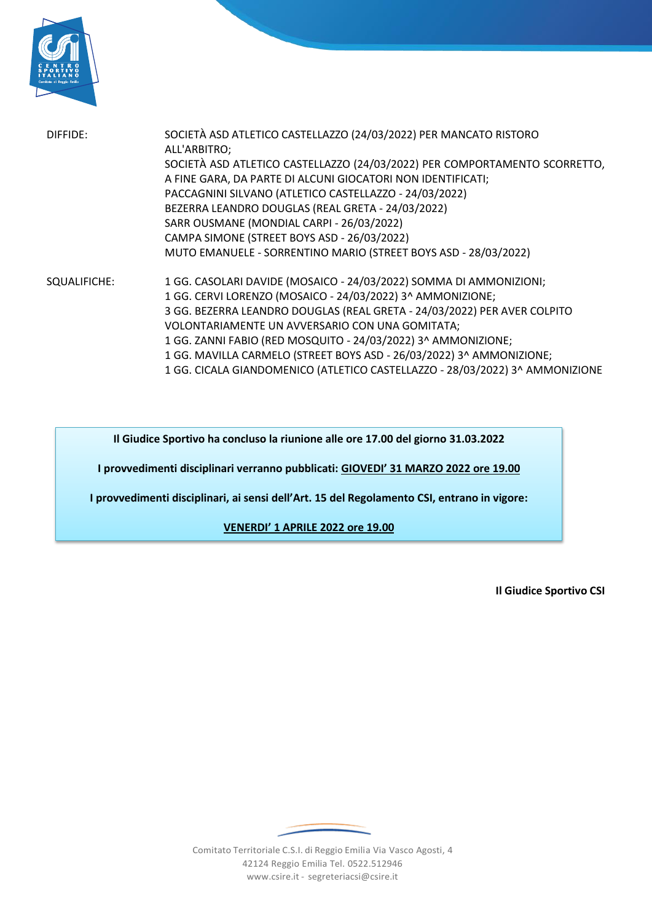DIFFIDE:

SOCIETÀ ASD ATLETICO CASTELLAZZO (24/03/2022) PER MANCATO RISTORO ALL'ARBITRO;
SOCIETÀ ASD ATLETICO CASTELLAZZO (24/03/2022) PER COMPORTAMENTO SCORRETTO, A FINE GARA, DA PARTE DI ALCUNI GIOCATORI NON IDENTIFICATI;
PACCAGNINI SILVANO (ATLETICO CASTELLAZZO - 24/03/2022)
BEZERRA LEANDRO DOUGLAS (REAL GRETA - 24/03/2022)
SARR OUSMANE (MONDIAL CARPI - 26/03/2022)
CAMPA SIMONE (STREET BOYS ASD - 26/03/2022)
MUTO EMANUELE - SORRENTINO MARIO (STREET BOYS ASD - 28/03/2022)

SQUALIFICHE:

1 GG. CASOLARI DAVIDE (MOSAICO - 24/03/2022) SOMMA DI AMMONIZIONI;
1 GG. CERVI LORENZO (MOSAICO - 24/03/2022) 3^ AMMONIZIONE;
3 GG. BEZERRA LEANDRO DOUGLAS (REAL GRETA - 24/03/2022) PER AVER COLPITO VOLONTARIAMENTE UN AVVERSARIO CON UNA GOMITATA;
1 GG. ZANNI FABIO (RED MOSQUITO - 24/03/2022) 3^ AMMONIZIONE;
1 GG. MAVILLA CARMELO (STREET BOYS ASD - 26/03/2022) 3^ AMMONIZIONE;
1 GG. CICALA GIANDOMENICO (ATLETICO CASTELLAZZO - 28/03/2022) 3^ AMMONIZIONE

**Il Giudice Sportivo ha concluso la riunione alle ore 17.00 del giorno 31.03.2022**

**I provvedimenti disciplinari verranno pubblicati: GIOVEDI' 31 MARZO 2022 ore 19.00**

**I provvedimenti disciplinari, ai sensi dell'Art. 15 del Regolamento CSI, entrano in vigore:**

**VENERDI' 1 APRILE 2022 ore 19.00**

**Il Giudice Sportivo CSI**